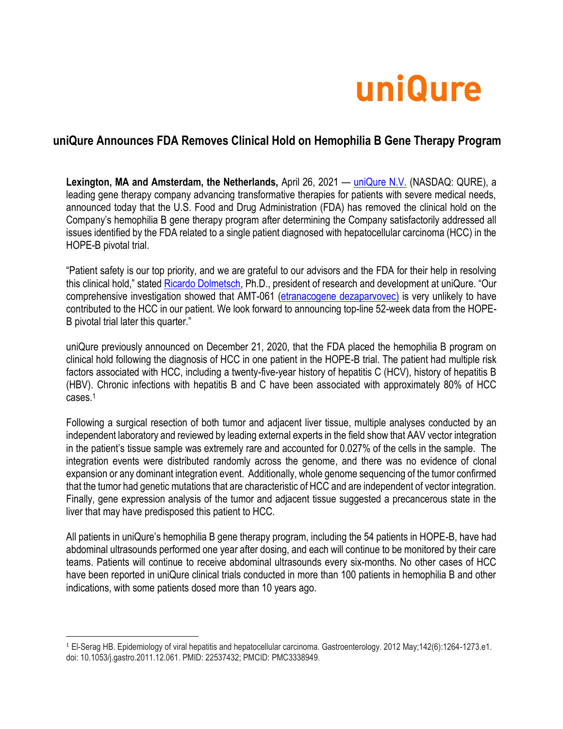uniQure

## uniQure Announces FDA Removes Clinical Hold on Hemophilia B Gene Therapy Program

**Lexington, MA and Amsterdam, the Netherlands,** April 26, 2021 — uniQure N.V. (NASDAQ: QURE), a leading gene therapy company advancing transformative therapies for patients with severe medical needs, announced today that the U.S. Food and Drug Administration (FDA) has removed the clinical hold on the Company's hemophilia B gene therapy program after determining the Company satisfactorily addressed all issues identified by the FDA related to a single patient diagnosed with hepatocellular carcinoma (HCC) in the HOPE-B pivotal trial.

"Patient safety is our top priority, and we are grateful to our advisors and the FDA for their help in resolving this clinical hold," stated Ricardo Dolmetsch, Ph.D., president of research and development at uniQure. "Our comprehensive investigation showed that AMT-061 (etranacogene dezaparvovec) is very unlikely to have contributed to the HCC in our patient. We look forward to announcing top-line 52-week data from the HOPE-B pivotal trial later this quarter."

uniQure previously announced on December 21, 2020, that the FDA placed the hemophilia B program on clinical hold following the diagnosis of HCC in one patient in the HOPE-B trial. The patient had multiple risk factors associated with HCC, including a twenty-five-year history of hepatitis C (HCV), history of hepatitis B (HBV). Chronic infections with hepatitis B and C have been associated with approximately 80% of HCC cases.[1]

Following a surgical resection of both tumor and adjacent liver tissue, multiple analyses conducted by an independent laboratory and reviewed by leading external experts in the field show that AAV vector integration in the patient's tissue sample was extremely rare and accounted for 0.027% of the cells in the sample. The integration events were distributed randomly across the genome, and there was no evidence of clonal expansion or any dominant integration event. Additionally, whole genome sequencing of the tumor confirmed that the tumor had genetic mutations that are characteristic of HCC and are independent of vector integration. Finally, gene expression analysis of the tumor and adjacent tissue suggested a precancerous state in the liver that may have predisposed this patient to HCC.

All patients in uniQure's hemophilia B gene therapy program, including the 54 patients in HOPE-B, have had abdominal ultrasounds performed one year after dosing, and each will continue to be monitored by their care teams. Patients will continue to receive abdominal ultrasounds every six-months. No other cases of HCC have been reported in uniQure clinical trials conducted in more than 100 patients in hemophilia B and other indications, with some patients dosed more than 10 years ago.

---

[1] El-Serag HB. Epidemiology of viral hepatitis and hepatocellular carcinoma. Gastroenterology. 2012 May;142(6):1264-1273.e1. doi: 10.1053/j.gastro.2011.12.061. PMID: 22537432; PMCID: PMC3338949.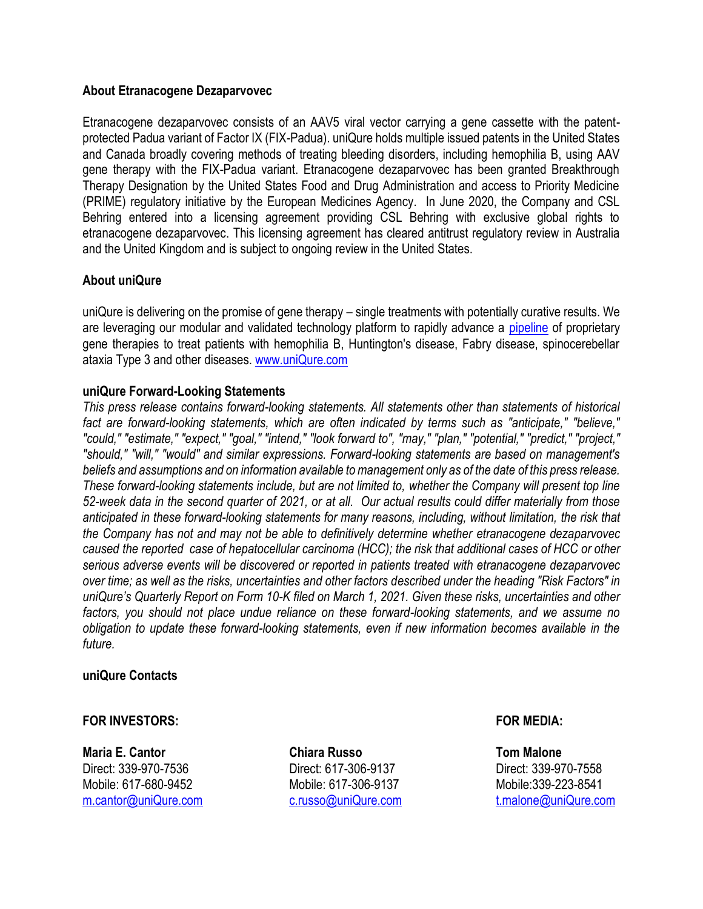**About Etranacogene Dezaparvovec**

Etranacogene dezaparvovec consists of an AAV5 viral vector carrying a gene cassette with the patent-protected Padua variant of Factor IX (FIX-Padua). uniQure holds multiple issued patents in the United States and Canada broadly covering methods of treating bleeding disorders, including hemophilia B, using AAV gene therapy with the FIX-Padua variant. Etranacogene dezaparvovec has been granted Breakthrough Therapy Designation by the United States Food and Drug Administration and access to Priority Medicine (PRIME) regulatory initiative by the European Medicines Agency. In June 2020, the Company and CSL Behring entered into a licensing agreement providing CSL Behring with exclusive global rights to etranacogene dezaparvovec. This licensing agreement has cleared antitrust regulatory review in Australia and the United Kingdom and is subject to ongoing review in the United States.

**About uniQure**

uniQure is delivering on the promise of gene therapy – single treatments with potentially curative results. We are leveraging our modular and validated technology platform to rapidly advance a pipeline of proprietary gene therapies to treat patients with hemophilia B, Huntington's disease, Fabry disease, spinocerebellar ataxia Type 3 and other diseases. www.uniQure.com

**uniQure Forward-Looking Statements**

*This press release contains forward-looking statements. All statements other than statements of historical fact are forward-looking statements, which are often indicated by terms such as "anticipate," "believe," "could," "estimate," "expect," "goal," "intend," "look forward to", "may," "plan," "potential," "predict," "project," "should," "will," "would" and similar expressions. Forward-looking statements are based on management's beliefs and assumptions and on information available to management only as of the date of this press release. These forward-looking statements include, but are not limited to, whether the Company will present top line 52-week data in the second quarter of 2021, or at all. Our actual results could differ materially from those anticipated in these forward-looking statements for many reasons, including, without limitation, the risk that the Company has not and may not be able to definitively determine whether etranacogene dezaparvovec caused the reported case of hepatocellular carcinoma (HCC); the risk that additional cases of HCC or other serious adverse events will be discovered or reported in patients treated with etranacogene dezaparvovec over time; as well as the risks, uncertainties and other factors described under the heading "Risk Factors" in uniQure's Quarterly Report on Form 10-K filed on March 1, 2021. Given these risks, uncertainties and other factors, you should not place undue reliance on these forward-looking statements, and we assume no obligation to update these forward-looking statements, even if new information becomes available in the future.*

**uniQure Contacts**

**FOR INVESTORS:**

**Maria E. Cantor**
Direct: 339-970-7536
Mobile: 617-680-9452
m.cantor@uniQure.com

**Chiara Russo**
Direct: 617-306-9137
Mobile: 617-306-9137
c.russo@uniQure.com

**FOR MEDIA:**

**Tom Malone**
Direct: 339-970-7558
Mobile:339-223-8541
t.malone@uniQure.com